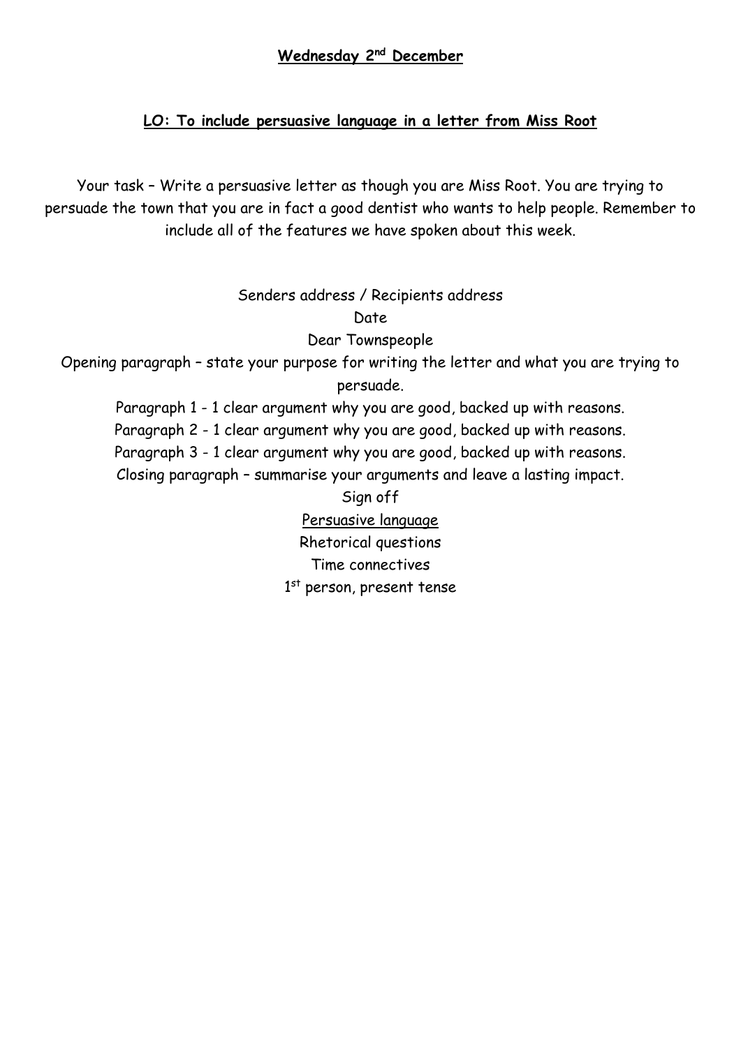**Wednesday 2nd December**

**LO: To include persuasive language in a letter from Miss Root**

Your task – Write a persuasive letter as though you are Miss Root. You are trying to persuade the town that you are in fact a good dentist who wants to help people. Remember to include all of the features we have spoken about this week.

Senders address / Recipients address

Date

Dear Townspeople

Opening paragraph – state your purpose for writing the letter and what you are trying to persuade.

Paragraph 1 - 1 clear argument why you are good, backed up with reasons.

Paragraph 2 - 1 clear argument why you are good, backed up with reasons.

Paragraph 3 - 1 clear argument why you are good, backed up with reasons.

Closing paragraph – summarise your arguments and leave a lasting impact.

Sign off

Persuasive language

Rhetorical questions

Time connectives

1st person, present tense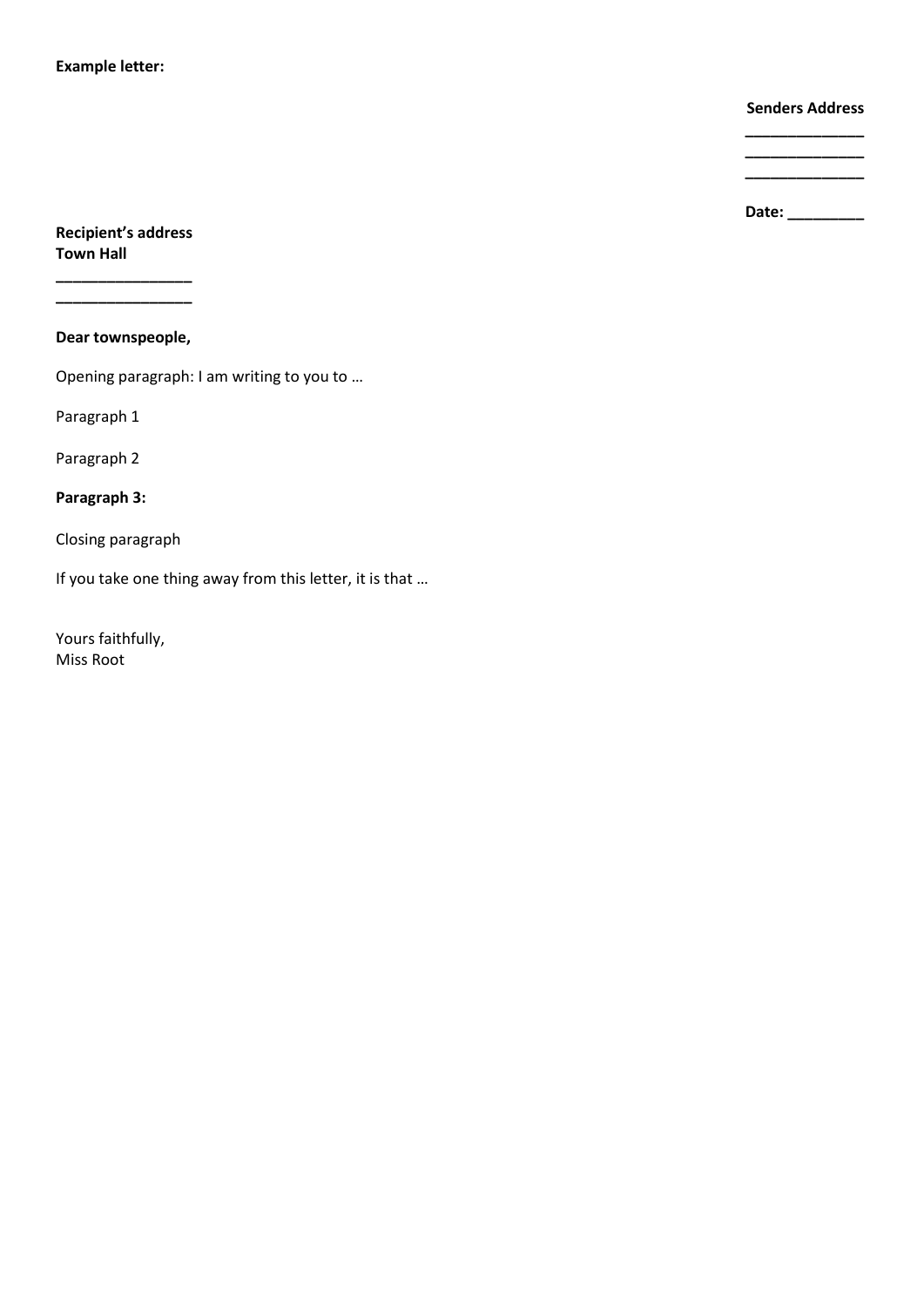**Example letter:**

**Senders Address**
**______________**
**______________**
**______________**

**Date: _________**

**Recipient's address**
**Town Hall**
**________________**
**________________**

**Dear townspeople,**

Opening paragraph: I am writing to you to …

Paragraph 1

Paragraph 2

**Paragraph 3:**

Closing paragraph

If you take one thing away from this letter, it is that …

Yours faithfully,
Miss Root